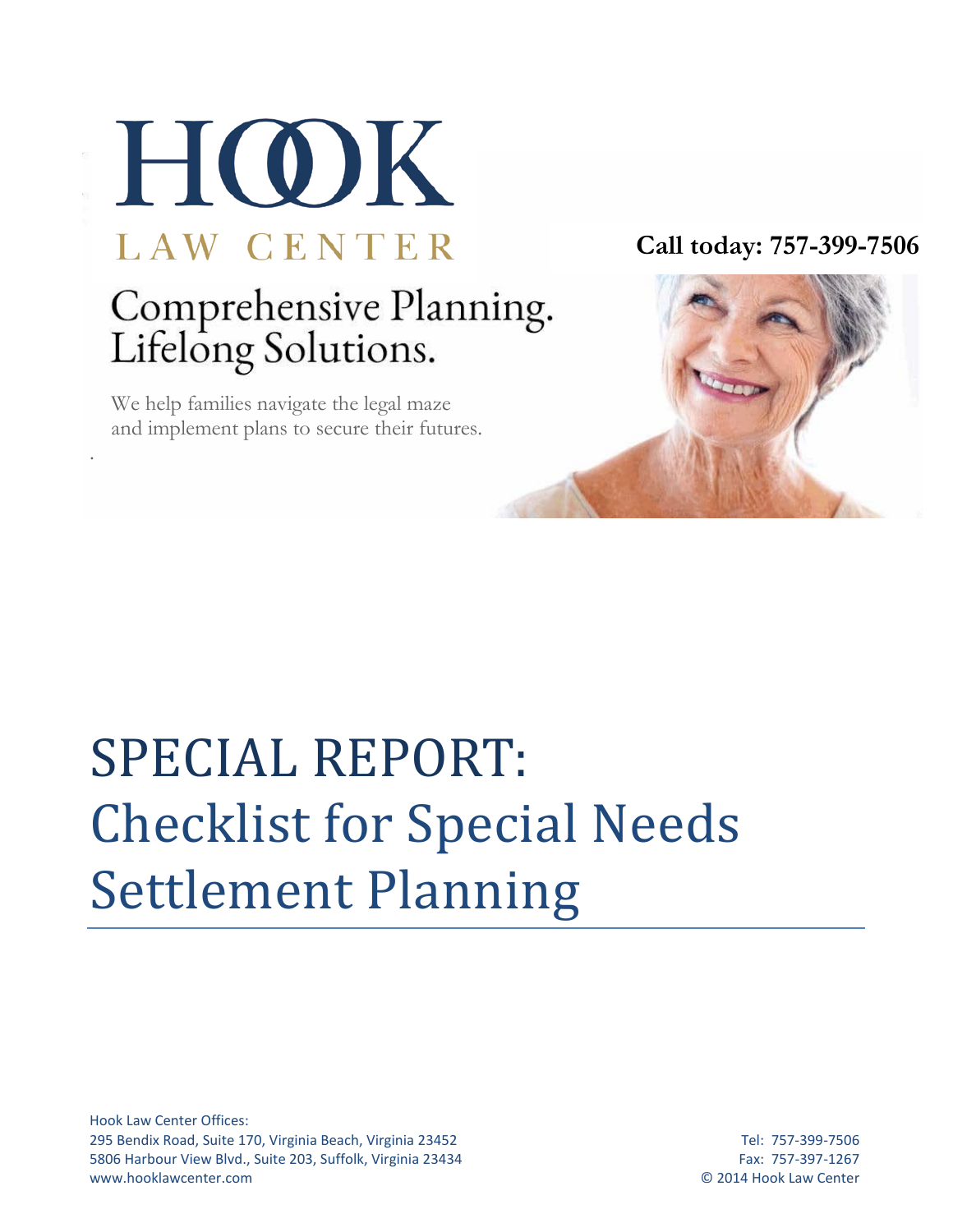# HOOK

LAW CENTER

**Call today: 757-399-7506**

Comprehensive Planning.
Lifelong Solutions.

We help families navigate the legal maze and implement plans to secure their futures.

# SPECIAL REPORT: Checklist for Special Needs Settlement Planning

Hook Law Center Offices:
295 Bendix Road, Suite 170, Virginia Beach, Virginia 23452
5806 Harbour View Blvd., Suite 203, Suffolk, Virginia 23434
www.hooklawcenter.com

Tel: 757-399-7506
Fax: 757-397-1267
© 2014 Hook Law Center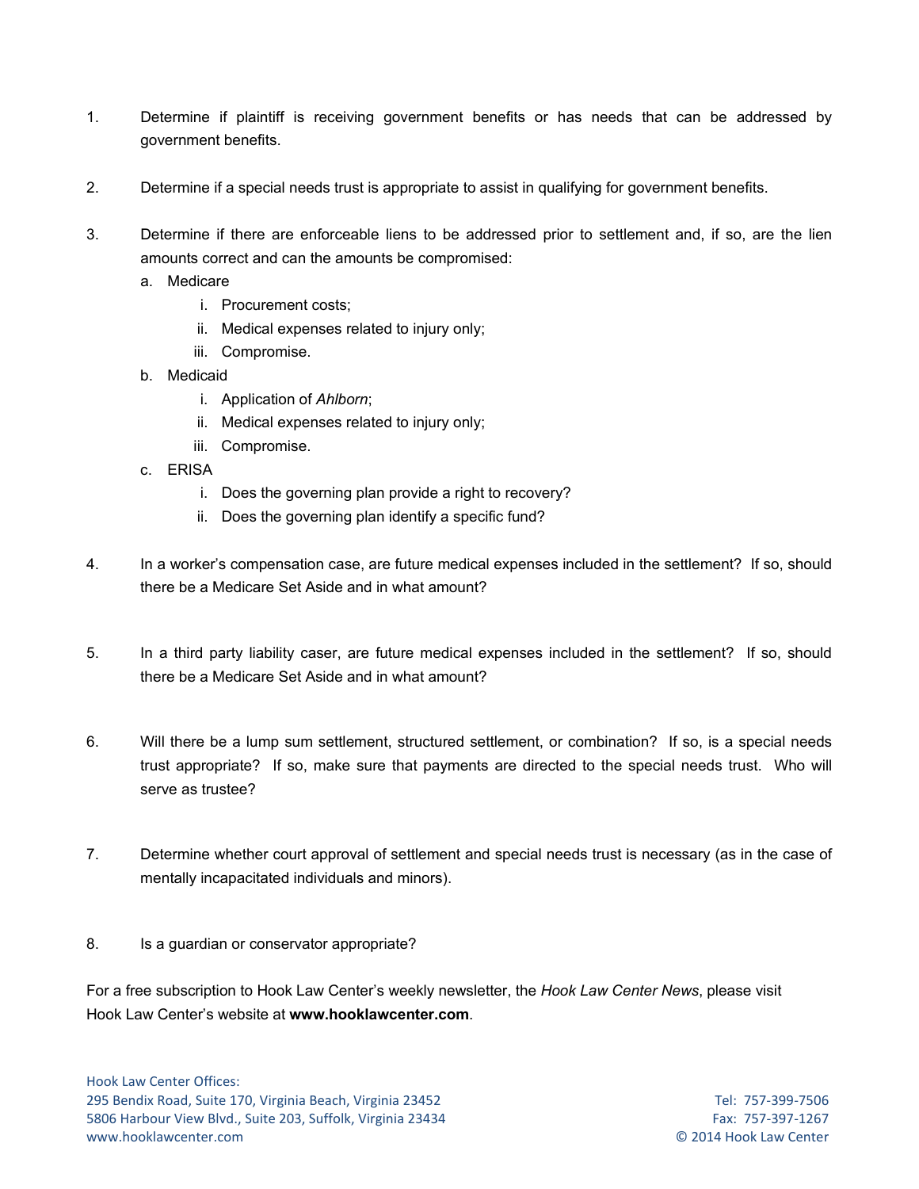1. Determine if plaintiff is receiving government benefits or has needs that can be addressed by government benefits.

2. Determine if a special needs trust is appropriate to assist in qualifying for government benefits.

3. Determine if there are enforceable liens to be addressed prior to settlement and, if so, are the lien amounts correct and can the amounts be compromised:
   a. Medicare
      i. Procurement costs;
      ii. Medical expenses related to injury only;
      iii. Compromise.
   b. Medicaid
      i. Application of *Ahlborn*;
      ii. Medical expenses related to injury only;
      iii. Compromise.
   c. ERISA
      i. Does the governing plan provide a right to recovery?
      ii. Does the governing plan identify a specific fund?

4. In a worker's compensation case, are future medical expenses included in the settlement? If so, should there be a Medicare Set Aside and in what amount?

5. In a third party liability caser, are future medical expenses included in the settlement? If so, should there be a Medicare Set Aside and in what amount?

6. Will there be a lump sum settlement, structured settlement, or combination? If so, is a special needs trust appropriate? If so, make sure that payments are directed to the special needs trust. Who will serve as trustee?

7. Determine whether court approval of settlement and special needs trust is necessary (as in the case of mentally incapacitated individuals and minors).

8. Is a guardian or conservator appropriate?

For a free subscription to Hook Law Center's weekly newsletter, the *Hook Law Center News*, please visit Hook Law Center's website at **www.hooklawcenter.com**.

Hook Law Center Offices:
295 Bendix Road, Suite 170, Virginia Beach, Virginia 23452
5806 Harbour View Blvd., Suite 203, Suffolk, Virginia 23434
www.hooklawcenter.com

Tel: 757-399-7506
Fax: 757-397-1267
© 2014 Hook Law Center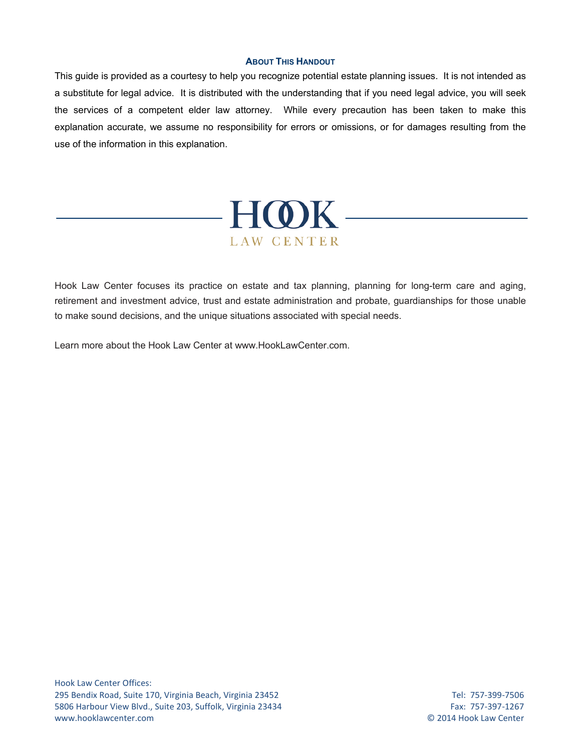## About This Handout

This guide is provided as a courtesy to help you recognize potential estate planning issues. It is not intended as a substitute for legal advice. It is distributed with the understanding that if you need legal advice, you will seek the services of a competent elder law attorney. While every precaution has been taken to make this explanation accurate, we assume no responsibility for errors or omissions, or for damages resulting from the use of the information in this explanation.

HOOK
LAW CENTER

Hook Law Center focuses its practice on estate and tax planning, planning for long-term care and aging, retirement and investment advice, trust and estate administration and probate, guardianships for those unable to make sound decisions, and the unique situations associated with special needs.

Learn more about the Hook Law Center at www.HookLawCenter.com.

Hook Law Center Offices:
295 Bendix Road, Suite 170, Virginia Beach, Virginia 23452
5806 Harbour View Blvd., Suite 203, Suffolk, Virginia 23434
www.hooklawcenter.com

Tel: 757-399-7506
Fax: 757-397-1267
© 2014 Hook Law Center